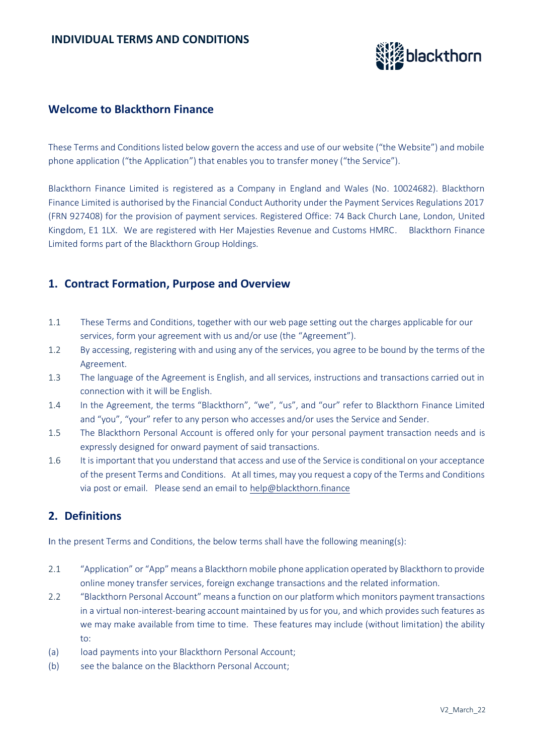# INDIVIDUAL TERMS AND CONDITIONS

## Welcome to Blackthorn Finance

These Terms and Conditions listed below govern the access and use of our website ("the Website") and mobile phone application ("the Application") that enables you to transfer money ("the Service").

Blackthorn Finance Limited is registered as a Company in England and Wales (No. 10024682). Blackthorn Finance Limited is authorised by the Financial Conduct Authority under the Payment Services Regulations 2017 (FRN 927408) for the provision of payment services. Registered Office: 74 Back Church Lane, London, United Kingdom, E1 1LX. We are registered with Her Majesties Revenue and Customs HMRC. Blackthorn Finance Limited forms part of the Blackthorn Group Holdings.

## 1. Contract Formation, Purpose and Overview

1.1 These Terms and Conditions, together with our web page setting out the charges applicable for our services, form your agreement with us and/or use (the "Agreement").

1.2 By accessing, registering with and using any of the services, you agree to be bound by the terms of the Agreement.

1.3 The language of the Agreement is English, and all services, instructions and transactions carried out in connection with it will be English.

1.4 In the Agreement, the terms "Blackthorn", "we", "us", and "our" refer to Blackthorn Finance Limited and "you", "your" refer to any person who accesses and/or uses the Service and Sender.

1.5 The Blackthorn Personal Account is offered only for your personal payment transaction needs and is expressly designed for onward payment of said transactions.

1.6 It is important that you understand that access and use of the Service is conditional on your acceptance of the present Terms and Conditions. At all times, may you request a copy of the Terms and Conditions via post or email. Please send an email to help@blackthorn.finance

## 2. Definitions

In the present Terms and Conditions, the below terms shall have the following meaning(s):

2.1 "Application" or "App" means a Blackthorn mobile phone application operated by Blackthorn to provide online money transfer services, foreign exchange transactions and the related information.

2.2 "Blackthorn Personal Account" means a function on our platform which monitors payment transactions in a virtual non-interest-bearing account maintained by us for you, and which provides such features as we may make available from time to time. These features may include (without limitation) the ability to:

(a) load payments into your Blackthorn Personal Account;

(b) see the balance on the Blackthorn Personal Account;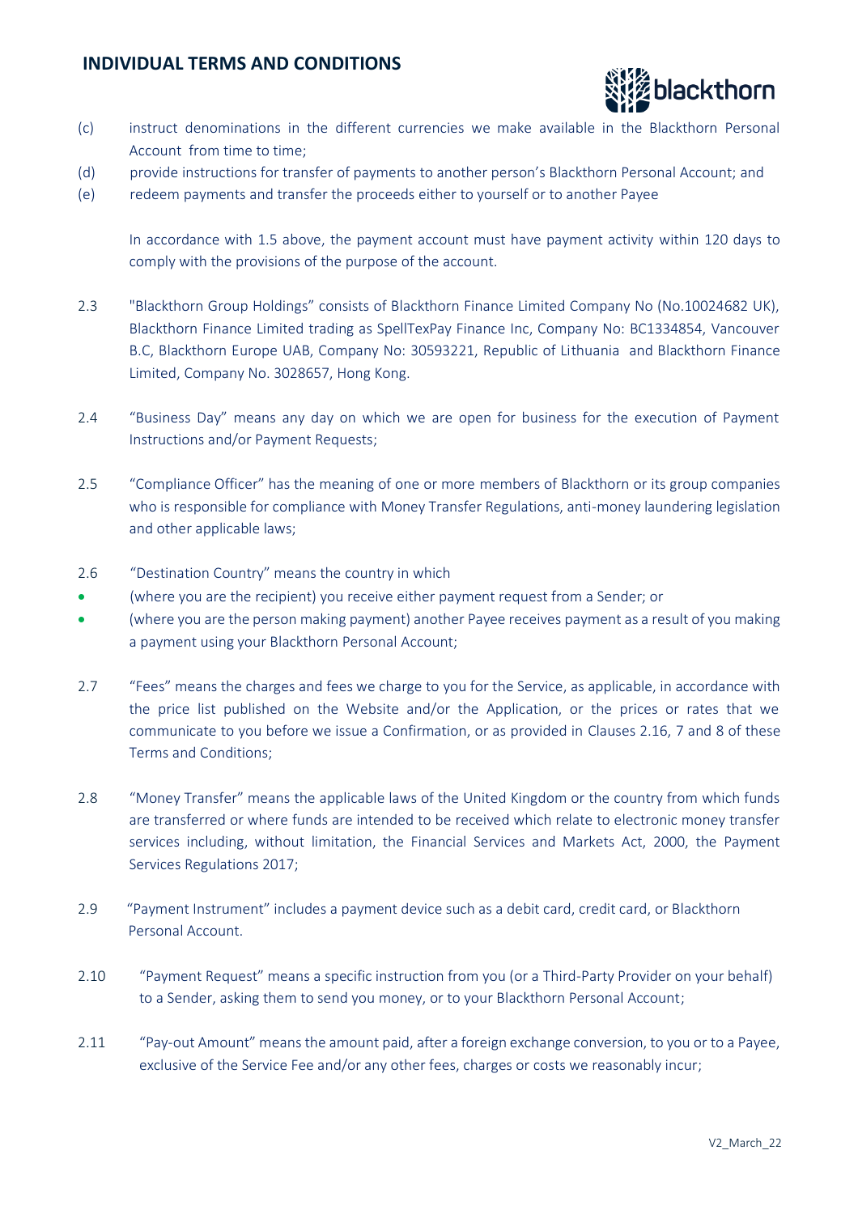(c) instruct denominations in the different currencies we make available in the Blackthorn Personal Account from time to time;

(d) provide instructions for transfer of payments to another person's Blackthorn Personal Account; and

(e) redeem payments and transfer the proceeds either to yourself or to another Payee

In accordance with 1.5 above, the payment account must have payment activity within 120 days to comply with the provisions of the purpose of the account.

2.3 "Blackthorn Group Holdings" consists of Blackthorn Finance Limited Company No (No.10024682 UK), Blackthorn Finance Limited trading as SpellTexPay Finance Inc, Company No: BC1334854, Vancouver B.C, Blackthorn Europe UAB, Company No: 30593221, Republic of Lithuania and Blackthorn Finance Limited, Company No. 3028657, Hong Kong.

2.4 "Business Day" means any day on which we are open for business for the execution of Payment Instructions and/or Payment Requests;

2.5 "Compliance Officer" has the meaning of one or more members of Blackthorn or its group companies who is responsible for compliance with Money Transfer Regulations, anti-money laundering legislation and other applicable laws;

2.6 "Destination Country" means the country in which

- (where you are the recipient) you receive either payment request from a Sender; or
- (where you are the person making payment) another Payee receives payment as a result of you making a payment using your Blackthorn Personal Account;

2.7 "Fees" means the charges and fees we charge to you for the Service, as applicable, in accordance with the price list published on the Website and/or the Application, or the prices or rates that we communicate to you before we issue a Confirmation, or as provided in Clauses 2.16, 7 and 8 of these Terms and Conditions;

2.8 "Money Transfer" means the applicable laws of the United Kingdom or the country from which funds are transferred or where funds are intended to be received which relate to electronic money transfer services including, without limitation, the Financial Services and Markets Act, 2000, the Payment Services Regulations 2017;

2.9 "Payment Instrument" includes a payment device such as a debit card, credit card, or Blackthorn Personal Account.

2.10 "Payment Request" means a specific instruction from you (or a Third-Party Provider on your behalf) to a Sender, asking them to send you money, or to your Blackthorn Personal Account;

2.11 "Pay-out Amount" means the amount paid, after a foreign exchange conversion, to you or to a Payee, exclusive of the Service Fee and/or any other fees, charges or costs we reasonably incur;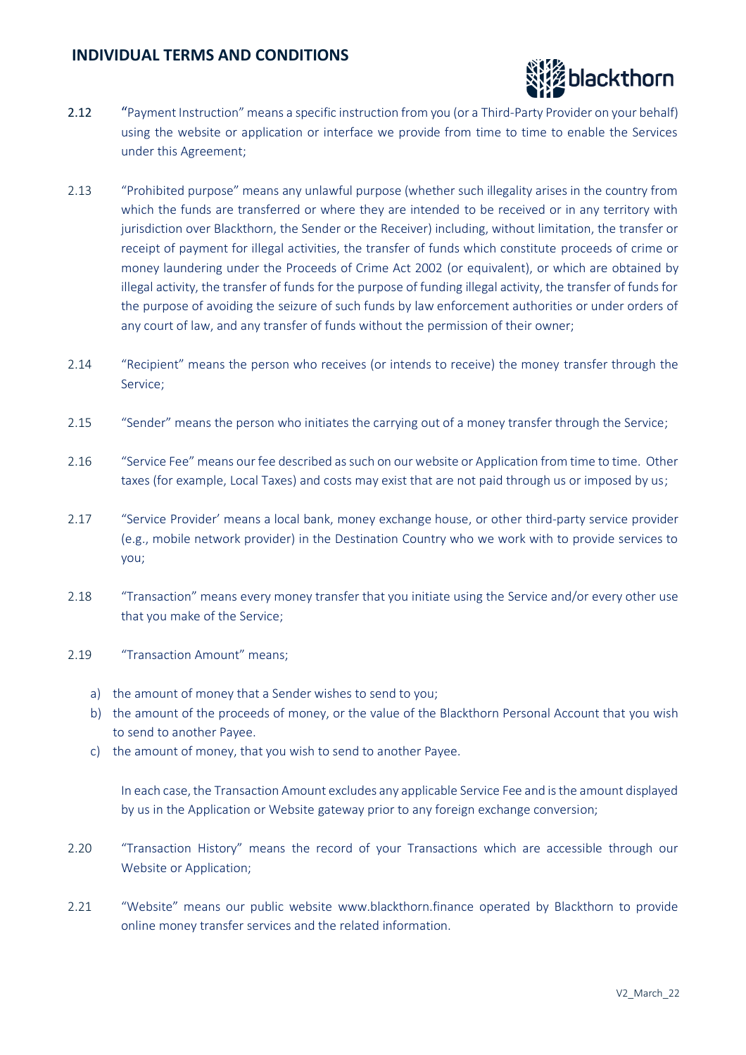2.12 "Payment Instruction" means a specific instruction from you (or a Third-Party Provider on your behalf) using the website or application or interface we provide from time to time to enable the Services under this Agreement;

2.13 "Prohibited purpose" means any unlawful purpose (whether such illegality arises in the country from which the funds are transferred or where they are intended to be received or in any territory with jurisdiction over Blackthorn, the Sender or the Receiver) including, without limitation, the transfer or receipt of payment for illegal activities, the transfer of funds which constitute proceeds of crime or money laundering under the Proceeds of Crime Act 2002 (or equivalent), or which are obtained by illegal activity, the transfer of funds for the purpose of funding illegal activity, the transfer of funds for the purpose of avoiding the seizure of such funds by law enforcement authorities or under orders of any court of law, and any transfer of funds without the permission of their owner;

2.14 "Recipient" means the person who receives (or intends to receive) the money transfer through the Service;

2.15 "Sender" means the person who initiates the carrying out of a money transfer through the Service;

2.16 "Service Fee" means our fee described as such on our website or Application from time to time. Other taxes (for example, Local Taxes) and costs may exist that are not paid through us or imposed by us;

2.17 "Service Provider' means a local bank, money exchange house, or other third-party service provider (e.g., mobile network provider) in the Destination Country who we work with to provide services to you;

2.18 "Transaction" means every money transfer that you initiate using the Service and/or every other use that you make of the Service;

2.19 "Transaction Amount" means;

a) the amount of money that a Sender wishes to send to you;
b) the amount of the proceeds of money, or the value of the Blackthorn Personal Account that you wish to send to another Payee.
c) the amount of money, that you wish to send to another Payee.

In each case, the Transaction Amount excludes any applicable Service Fee and is the amount displayed by us in the Application or Website gateway prior to any foreign exchange conversion;

2.20 "Transaction History" means the record of your Transactions which are accessible through our Website or Application;

2.21 "Website" means our public website www.blackthorn.finance operated by Blackthorn to provide online money transfer services and the related information.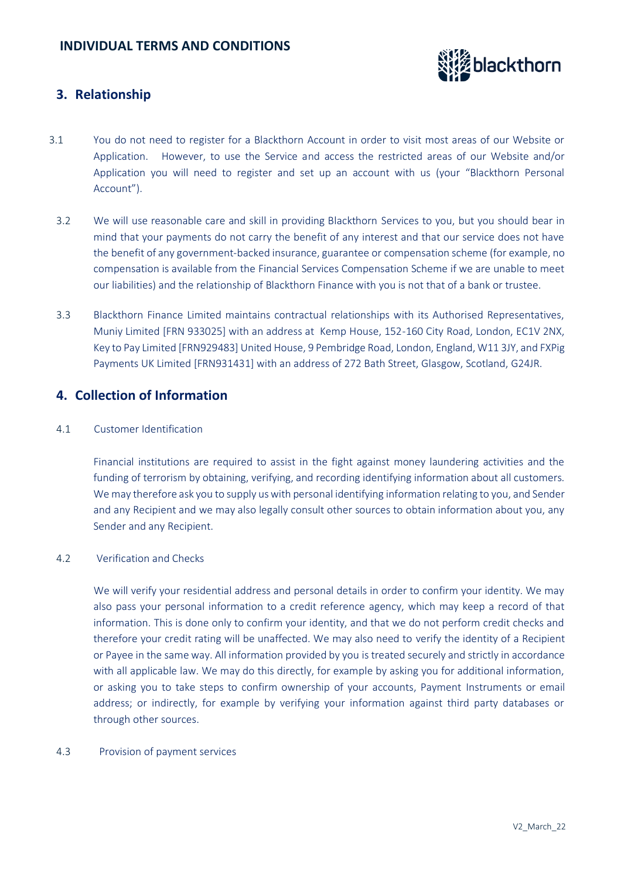## 3. Relationship

3.1 You do not need to register for a Blackthorn Account in order to visit most areas of our Website or Application. However, to use the Service and access the restricted areas of our Website and/or Application you will need to register and set up an account with us (your "Blackthorn Personal Account").

3.2 We will use reasonable care and skill in providing Blackthorn Services to you, but you should bear in mind that your payments do not carry the benefit of any interest and that our service does not have the benefit of any government-backed insurance, guarantee or compensation scheme (for example, no compensation is available from the Financial Services Compensation Scheme if we are unable to meet our liabilities) and the relationship of Blackthorn Finance with you is not that of a bank or trustee.

3.3 Blackthorn Finance Limited maintains contractual relationships with its Authorised Representatives, Muniy Limited [FRN 933025] with an address at Kemp House, 152-160 City Road, London, EC1V 2NX, Key to Pay Limited [FRN929483] United House, 9 Pembridge Road, London, England, W11 3JY, and FXPig Payments UK Limited [FRN931431] with an address of 272 Bath Street, Glasgow, Scotland, G24JR.

## 4. Collection of Information

4.1 Customer Identification

Financial institutions are required to assist in the fight against money laundering activities and the funding of terrorism by obtaining, verifying, and recording identifying information about all customers. We may therefore ask you to supply us with personal identifying information relating to you, and Sender and any Recipient and we may also legally consult other sources to obtain information about you, any Sender and any Recipient.

4.2 Verification and Checks

We will verify your residential address and personal details in order to confirm your identity. We may also pass your personal information to a credit reference agency, which may keep a record of that information. This is done only to confirm your identity, and that we do not perform credit checks and therefore your credit rating will be unaffected. We may also need to verify the identity of a Recipient or Payee in the same way. All information provided by you is treated securely and strictly in accordance with all applicable law. We may do this directly, for example by asking you for additional information, or asking you to take steps to confirm ownership of your accounts, Payment Instruments or email address; or indirectly, for example by verifying your information against third party databases or through other sources.

4.3 Provision of payment services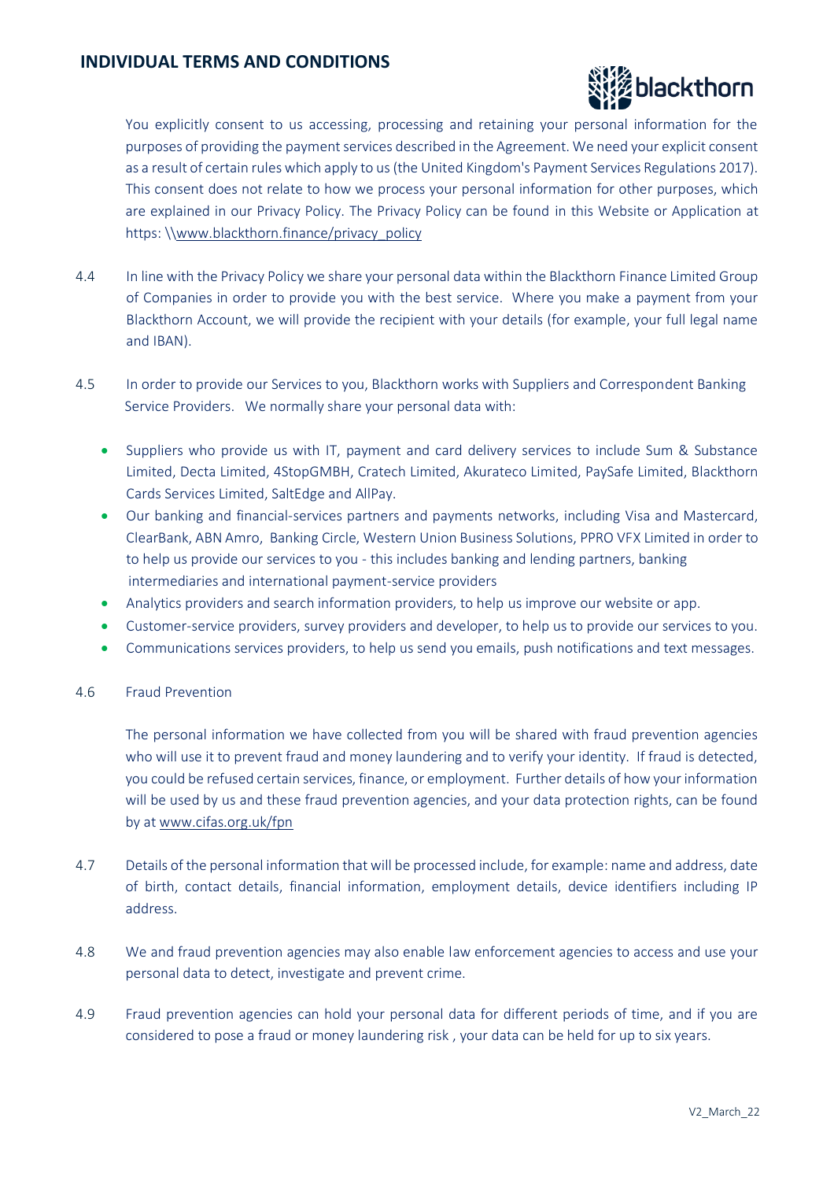You explicitly consent to us accessing, processing and retaining your personal information for the purposes of providing the payment services described in the Agreement. We need your explicit consent as a result of certain rules which apply to us (the United Kingdom's Payment Services Regulations 2017). This consent does not relate to how we process your personal information for other purposes, which are explained in our Privacy Policy. The Privacy Policy can be found in this Website or Application at https: \\www.blackthorn.finance/privacy_policy

4.4 In line with the Privacy Policy we share your personal data within the Blackthorn Finance Limited Group of Companies in order to provide you with the best service. Where you make a payment from your Blackthorn Account, we will provide the recipient with your details (for example, your full legal name and IBAN).

4.5 In order to provide our Services to you, Blackthorn works with Suppliers and Correspondent Banking Service Providers. We normally share your personal data with:

- Suppliers who provide us with IT, payment and card delivery services to include Sum & Substance Limited, Decta Limited, 4StopGMBH, Cratech Limited, Akurateco Limited, PaySafe Limited, Blackthorn Cards Services Limited, SaltEdge and AllPay.
- Our banking and financial-services partners and payments networks, including Visa and Mastercard, ClearBank, ABN Amro, Banking Circle, Western Union Business Solutions, PPRO VFX Limited in order to to help us provide our services to you - this includes banking and lending partners, banking intermediaries and international payment-service providers
- Analytics providers and search information providers, to help us improve our website or app.
- Customer-service providers, survey providers and developer, to help us to provide our services to you.
- Communications services providers, to help us send you emails, push notifications and text messages.

4.6 Fraud Prevention

The personal information we have collected from you will be shared with fraud prevention agencies who will use it to prevent fraud and money laundering and to verify your identity. If fraud is detected, you could be refused certain services, finance, or employment. Further details of how your information will be used by us and these fraud prevention agencies, and your data protection rights, can be found by at www.cifas.org.uk/fpn

4.7 Details of the personal information that will be processed include, for example: name and address, date of birth, contact details, financial information, employment details, device identifiers including IP address.

4.8 We and fraud prevention agencies may also enable law enforcement agencies to access and use your personal data to detect, investigate and prevent crime.

4.9 Fraud prevention agencies can hold your personal data for different periods of time, and if you are considered to pose a fraud or money laundering risk , your data can be held for up to six years.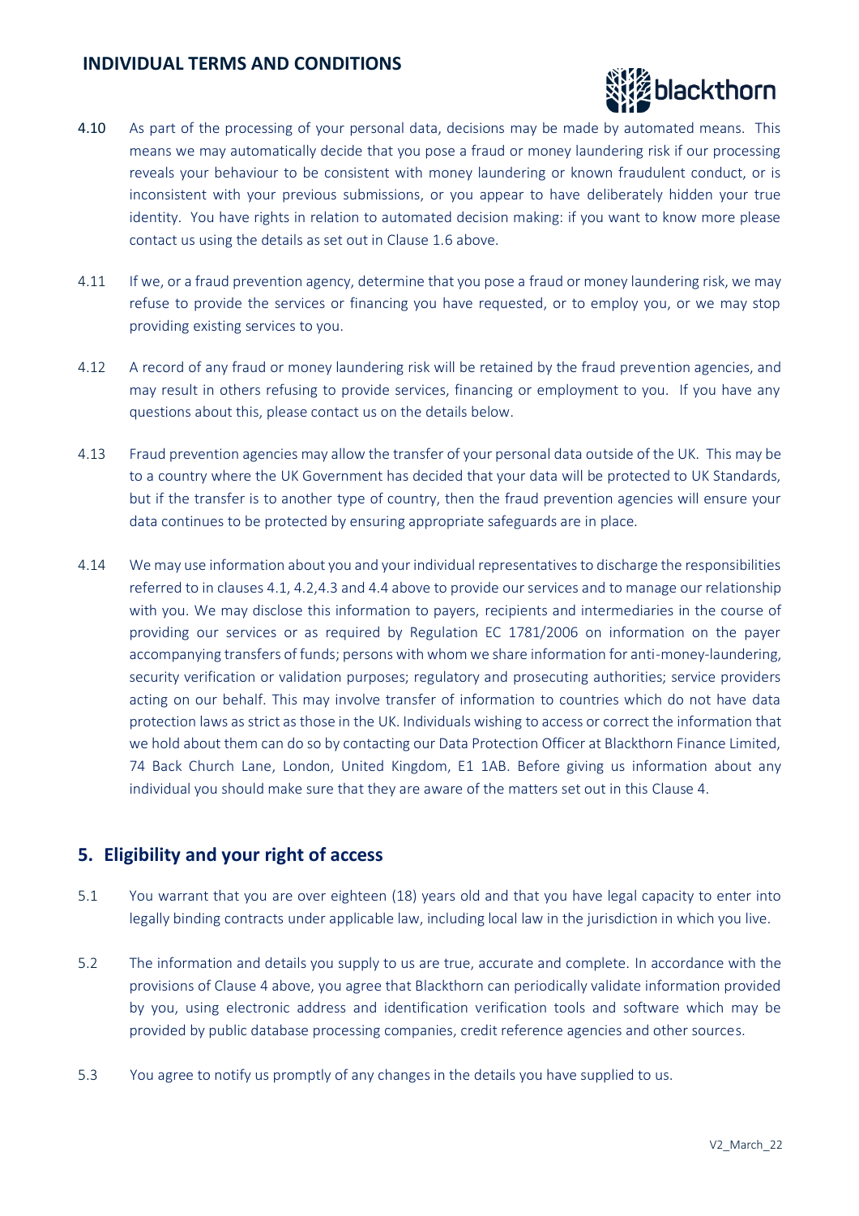4.10 As part of the processing of your personal data, decisions may be made by automated means. This means we may automatically decide that you pose a fraud or money laundering risk if our processing reveals your behaviour to be consistent with money laundering or known fraudulent conduct, or is inconsistent with your previous submissions, or you appear to have deliberately hidden your true identity. You have rights in relation to automated decision making: if you want to know more please contact us using the details as set out in Clause 1.6 above.

4.11 If we, or a fraud prevention agency, determine that you pose a fraud or money laundering risk, we may refuse to provide the services or financing you have requested, or to employ you, or we may stop providing existing services to you.

4.12 A record of any fraud or money laundering risk will be retained by the fraud prevention agencies, and may result in others refusing to provide services, financing or employment to you. If you have any questions about this, please contact us on the details below.

4.13 Fraud prevention agencies may allow the transfer of your personal data outside of the UK. This may be to a country where the UK Government has decided that your data will be protected to UK Standards, but if the transfer is to another type of country, then the fraud prevention agencies will ensure your data continues to be protected by ensuring appropriate safeguards are in place.

4.14 We may use information about you and your individual representatives to discharge the responsibilities referred to in clauses 4.1, 4.2,4.3 and 4.4 above to provide our services and to manage our relationship with you. We may disclose this information to payers, recipients and intermediaries in the course of providing our services or as required by Regulation EC 1781/2006 on information on the payer accompanying transfers of funds; persons with whom we share information for anti-money-laundering, security verification or validation purposes; regulatory and prosecuting authorities; service providers acting on our behalf. This may involve transfer of information to countries which do not have data protection laws as strict as those in the UK. Individuals wishing to access or correct the information that we hold about them can do so by contacting our Data Protection Officer at Blackthorn Finance Limited, 74 Back Church Lane, London, United Kingdom, E1 1AB. Before giving us information about any individual you should make sure that they are aware of the matters set out in this Clause 4.

## 5. Eligibility and your right of access

5.1 You warrant that you are over eighteen (18) years old and that you have legal capacity to enter into legally binding contracts under applicable law, including local law in the jurisdiction in which you live.

5.2 The information and details you supply to us are true, accurate and complete. In accordance with the provisions of Clause 4 above, you agree that Blackthorn can periodically validate information provided by you, using electronic address and identification verification tools and software which may be provided by public database processing companies, credit reference agencies and other sources.

5.3 You agree to notify us promptly of any changes in the details you have supplied to us.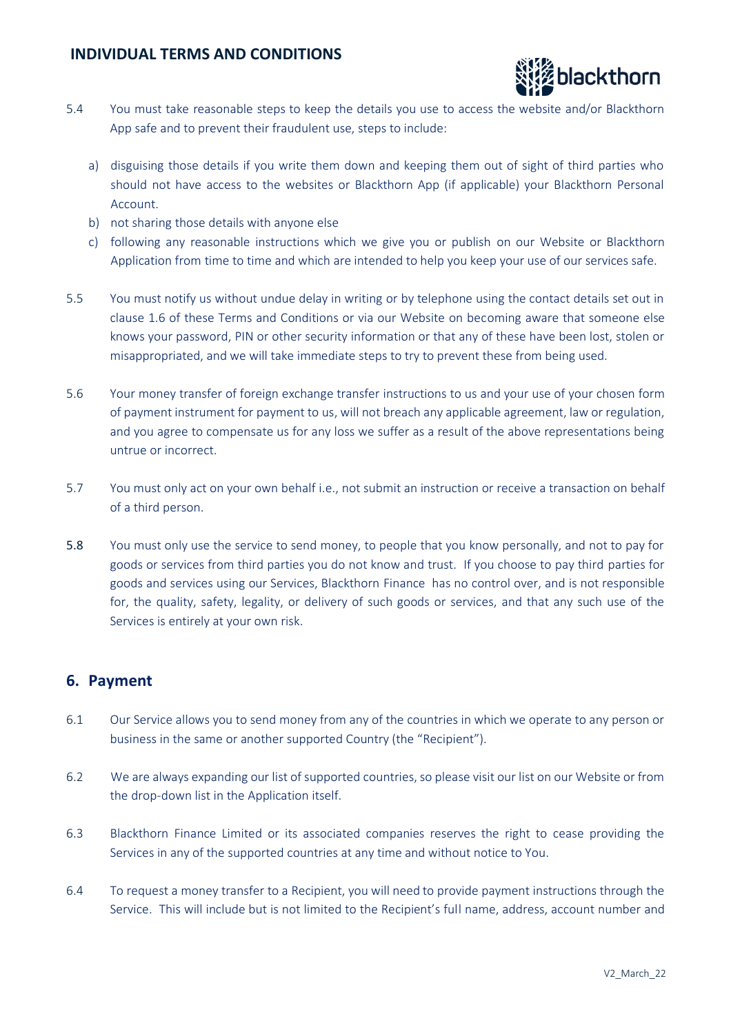5.4 You must take reasonable steps to keep the details you use to access the website and/or Blackthorn App safe and to prevent their fraudulent use, steps to include:

a) disguising those details if you write them down and keeping them out of sight of third parties who should not have access to the websites or Blackthorn App (if applicable) your Blackthorn Personal Account.

b) not sharing those details with anyone else

c) following any reasonable instructions which we give you or publish on our Website or Blackthorn Application from time to time and which are intended to help you keep your use of our services safe.

5.5 You must notify us without undue delay in writing or by telephone using the contact details set out in clause 1.6 of these Terms and Conditions or via our Website on becoming aware that someone else knows your password, PIN or other security information or that any of these have been lost, stolen or misappropriated, and we will take immediate steps to try to prevent these from being used.

5.6 Your money transfer of foreign exchange transfer instructions to us and your use of your chosen form of payment instrument for payment to us, will not breach any applicable agreement, law or regulation, and you agree to compensate us for any loss we suffer as a result of the above representations being untrue or incorrect.

5.7 You must only act on your own behalf i.e., not submit an instruction or receive a transaction on behalf of a third person.

5.8 You must only use the service to send money, to people that you know personally, and not to pay for goods or services from third parties you do not know and trust. If you choose to pay third parties for goods and services using our Services, Blackthorn Finance has no control over, and is not responsible for, the quality, safety, legality, or delivery of such goods or services, and that any such use of the Services is entirely at your own risk.

## 6. Payment

6.1 Our Service allows you to send money from any of the countries in which we operate to any person or business in the same or another supported Country (the "Recipient").

6.2 We are always expanding our list of supported countries, so please visit our list on our Website or from the drop-down list in the Application itself.

6.3 Blackthorn Finance Limited or its associated companies reserves the right to cease providing the Services in any of the supported countries at any time and without notice to You.

6.4 To request a money transfer to a Recipient, you will need to provide payment instructions through the Service. This will include but is not limited to the Recipient's full name, address, account number and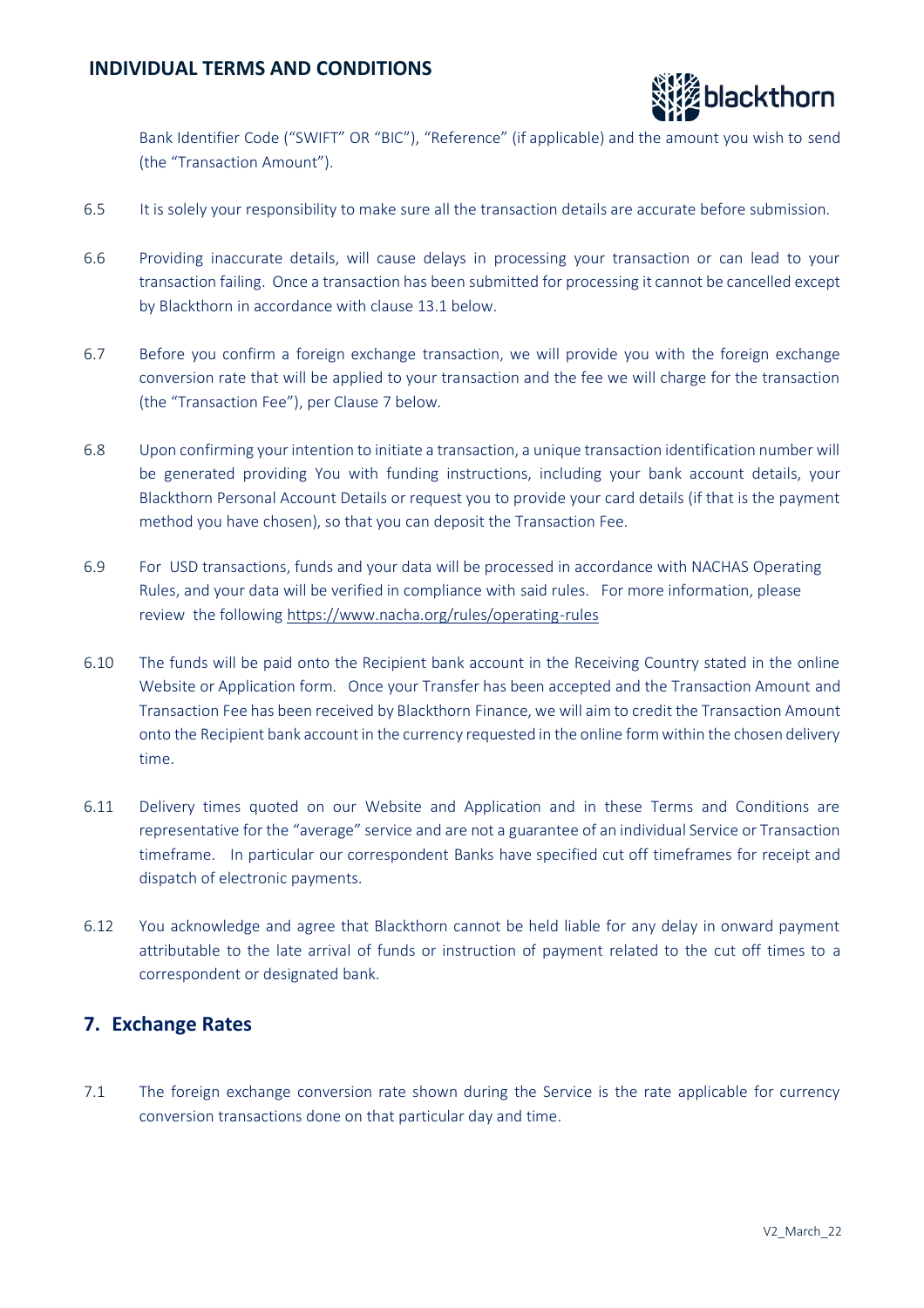Bank Identifier Code ("SWIFT" OR "BIC"), "Reference" (if applicable) and the amount you wish to send (the "Transaction Amount").

6.5 It is solely your responsibility to make sure all the transaction details are accurate before submission.

6.6 Providing inaccurate details, will cause delays in processing your transaction or can lead to your transaction failing. Once a transaction has been submitted for processing it cannot be cancelled except by Blackthorn in accordance with clause 13.1 below.

6.7 Before you confirm a foreign exchange transaction, we will provide you with the foreign exchange conversion rate that will be applied to your transaction and the fee we will charge for the transaction (the "Transaction Fee"), per Clause 7 below.

6.8 Upon confirming your intention to initiate a transaction, a unique transaction identification number will be generated providing You with funding instructions, including your bank account details, your Blackthorn Personal Account Details or request you to provide your card details (if that is the payment method you have chosen), so that you can deposit the Transaction Fee.

6.9 For USD transactions, funds and your data will be processed in accordance with NACHAS Operating Rules, and your data will be verified in compliance with said rules. For more information, please review the following https://www.nacha.org/rules/operating-rules

6.10 The funds will be paid onto the Recipient bank account in the Receiving Country stated in the online Website or Application form. Once your Transfer has been accepted and the Transaction Amount and Transaction Fee has been received by Blackthorn Finance, we will aim to credit the Transaction Amount onto the Recipient bank account in the currency requested in the online form within the chosen delivery time.

6.11 Delivery times quoted on our Website and Application and in these Terms and Conditions are representative for the "average" service and are not a guarantee of an individual Service or Transaction timeframe. In particular our correspondent Banks have specified cut off timeframes for receipt and dispatch of electronic payments.

6.12 You acknowledge and agree that Blackthorn cannot be held liable for any delay in onward payment attributable to the late arrival of funds or instruction of payment related to the cut off times to a correspondent or designated bank.

## 7. Exchange Rates

7.1 The foreign exchange conversion rate shown during the Service is the rate applicable for currency conversion transactions done on that particular day and time.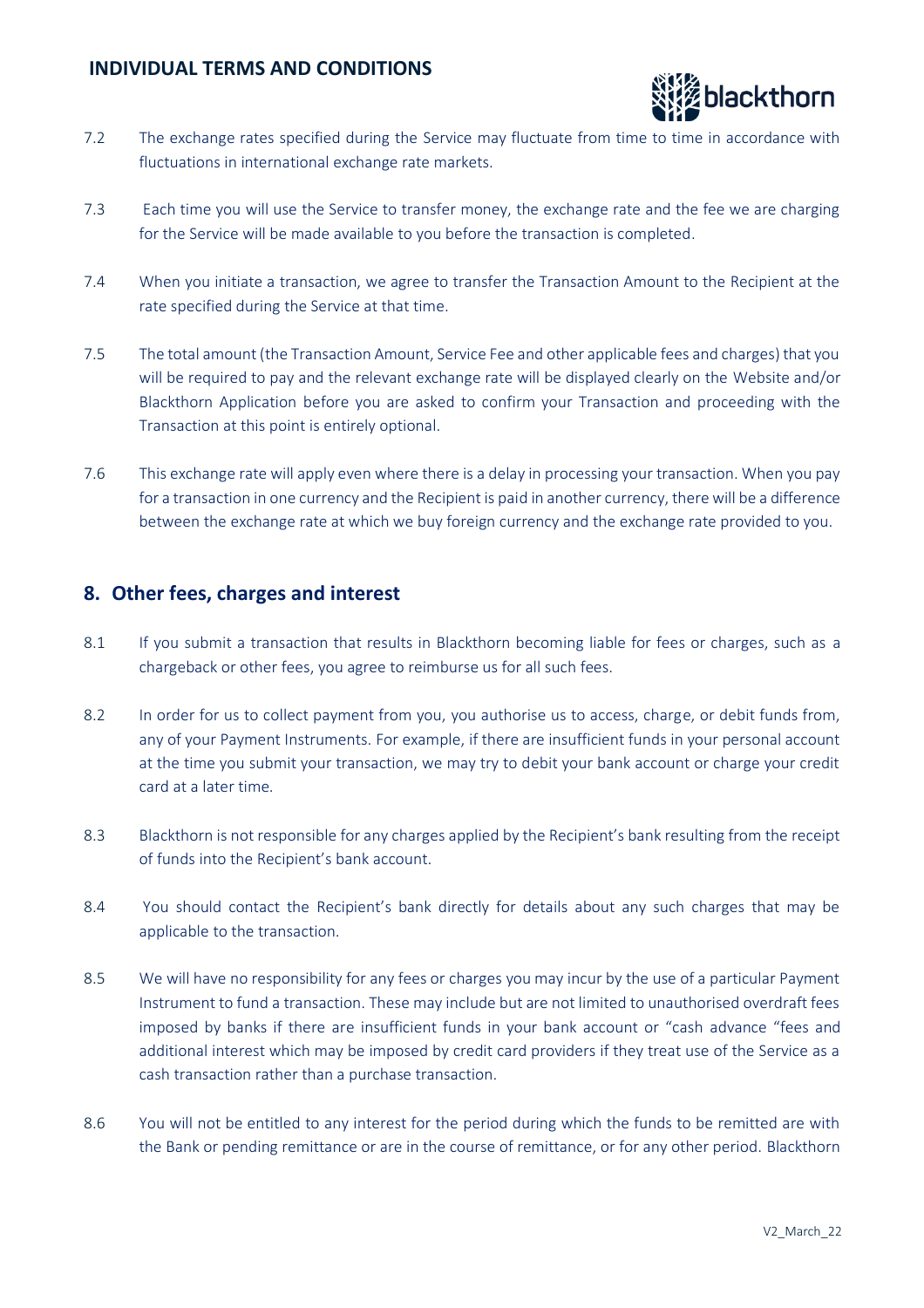7.2 The exchange rates specified during the Service may fluctuate from time to time in accordance with fluctuations in international exchange rate markets.

7.3 Each time you will use the Service to transfer money, the exchange rate and the fee we are charging for the Service will be made available to you before the transaction is completed.

7.4 When you initiate a transaction, we agree to transfer the Transaction Amount to the Recipient at the rate specified during the Service at that time.

7.5 The total amount (the Transaction Amount, Service Fee and other applicable fees and charges) that you will be required to pay and the relevant exchange rate will be displayed clearly on the Website and/or Blackthorn Application before you are asked to confirm your Transaction and proceeding with the Transaction at this point is entirely optional.

7.6 This exchange rate will apply even where there is a delay in processing your transaction. When you pay for a transaction in one currency and the Recipient is paid in another currency, there will be a difference between the exchange rate at which we buy foreign currency and the exchange rate provided to you.

## 8. Other fees, charges and interest

8.1 If you submit a transaction that results in Blackthorn becoming liable for fees or charges, such as a chargeback or other fees, you agree to reimburse us for all such fees.

8.2 In order for us to collect payment from you, you authorise us to access, charge, or debit funds from, any of your Payment Instruments. For example, if there are insufficient funds in your personal account at the time you submit your transaction, we may try to debit your bank account or charge your credit card at a later time.

8.3 Blackthorn is not responsible for any charges applied by the Recipient's bank resulting from the receipt of funds into the Recipient's bank account.

8.4 You should contact the Recipient's bank directly for details about any such charges that may be applicable to the transaction.

8.5 We will have no responsibility for any fees or charges you may incur by the use of a particular Payment Instrument to fund a transaction. These may include but are not limited to unauthorised overdraft fees imposed by banks if there are insufficient funds in your bank account or "cash advance "fees and additional interest which may be imposed by credit card providers if they treat use of the Service as a cash transaction rather than a purchase transaction.

8.6 You will not be entitled to any interest for the period during which the funds to be remitted are with the Bank or pending remittance or are in the course of remittance, or for any other period. Blackthorn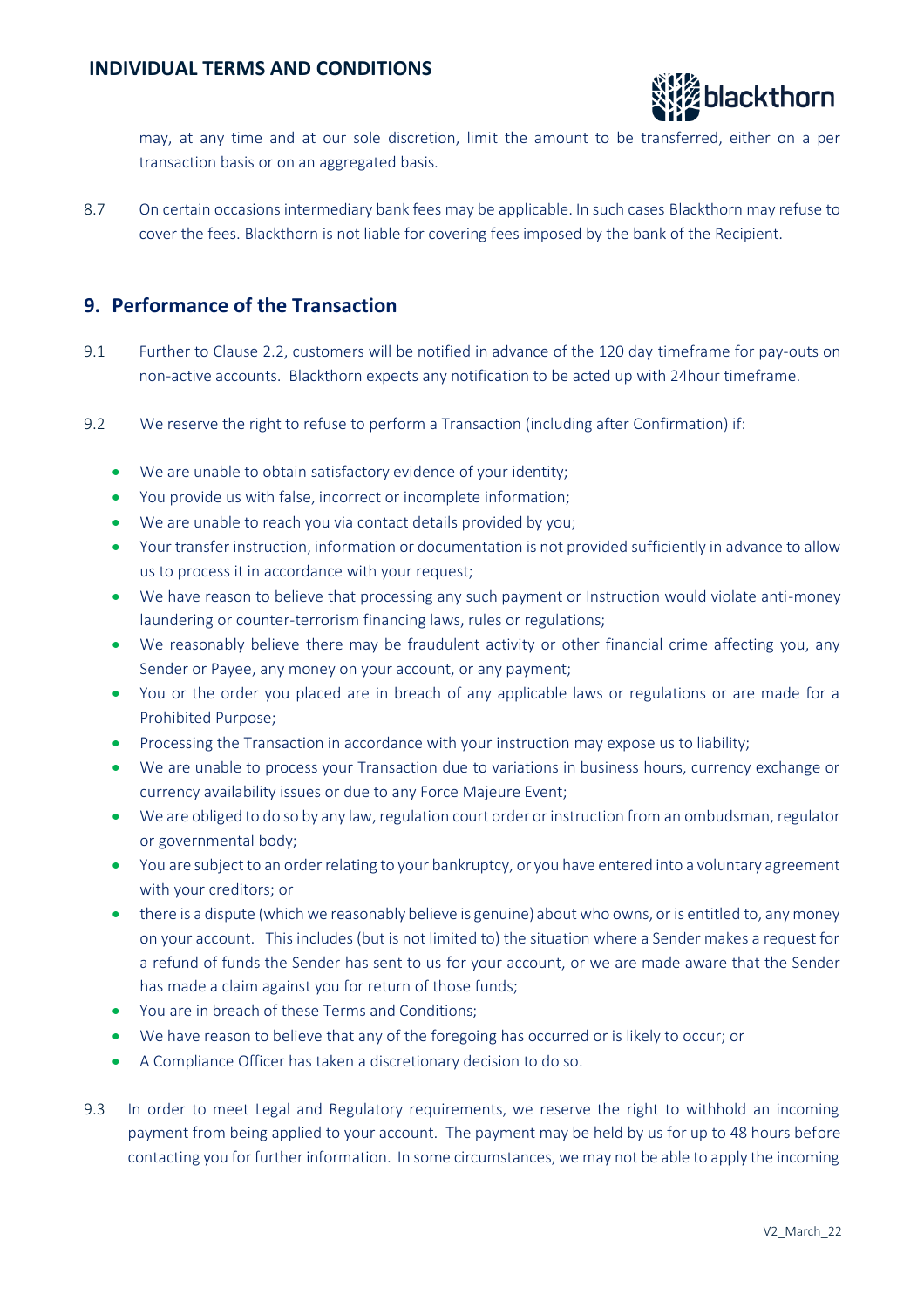may, at any time and at our sole discretion, limit the amount to be transferred, either on a per transaction basis or on an aggregated basis.

8.7 On certain occasions intermediary bank fees may be applicable. In such cases Blackthorn may refuse to cover the fees. Blackthorn is not liable for covering fees imposed by the bank of the Recipient.

## 9. Performance of the Transaction

9.1 Further to Clause 2.2, customers will be notified in advance of the 120 day timeframe for pay-outs on non-active accounts. Blackthorn expects any notification to be acted up with 24hour timeframe.

9.2 We reserve the right to refuse to perform a Transaction (including after Confirmation) if:

- We are unable to obtain satisfactory evidence of your identity;
- You provide us with false, incorrect or incomplete information;
- We are unable to reach you via contact details provided by you;
- Your transfer instruction, information or documentation is not provided sufficiently in advance to allow us to process it in accordance with your request;
- We have reason to believe that processing any such payment or Instruction would violate anti-money laundering or counter-terrorism financing laws, rules or regulations;
- We reasonably believe there may be fraudulent activity or other financial crime affecting you, any Sender or Payee, any money on your account, or any payment;
- You or the order you placed are in breach of any applicable laws or regulations or are made for a Prohibited Purpose;
- Processing the Transaction in accordance with your instruction may expose us to liability;
- We are unable to process your Transaction due to variations in business hours, currency exchange or currency availability issues or due to any Force Majeure Event;
- We are obliged to do so by any law, regulation court order or instruction from an ombudsman, regulator or governmental body;
- You are subject to an order relating to your bankruptcy, or you have entered into a voluntary agreement with your creditors; or
- there is a dispute (which we reasonably believe is genuine) about who owns, or is entitled to, any money on your account. This includes (but is not limited to) the situation where a Sender makes a request for a refund of funds the Sender has sent to us for your account, or we are made aware that the Sender has made a claim against you for return of those funds;
- You are in breach of these Terms and Conditions;
- We have reason to believe that any of the foregoing has occurred or is likely to occur; or
- A Compliance Officer has taken a discretionary decision to do so.

9.3 In order to meet Legal and Regulatory requirements, we reserve the right to withhold an incoming payment from being applied to your account. The payment may be held by us for up to 48 hours before contacting you for further information. In some circumstances, we may not be able to apply the incoming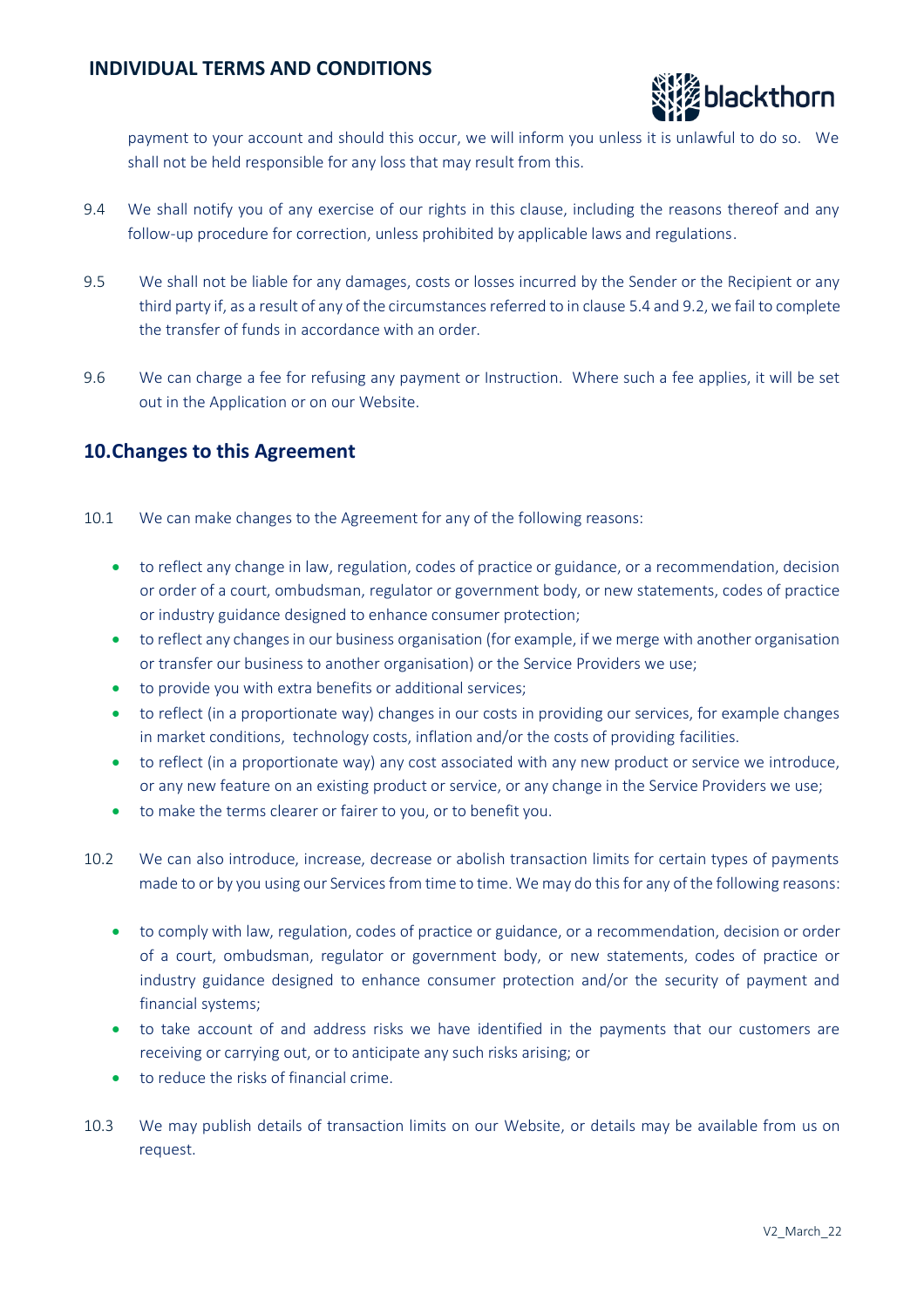payment to your account and should this occur, we will inform you unless it is unlawful to do so. We shall not be held responsible for any loss that may result from this.

9.4 We shall notify you of any exercise of our rights in this clause, including the reasons thereof and any follow-up procedure for correction, unless prohibited by applicable laws and regulations.

9.5 We shall not be liable for any damages, costs or losses incurred by the Sender or the Recipient or any third party if, as a result of any of the circumstances referred to in clause 5.4 and 9.2, we fail to complete the transfer of funds in accordance with an order.

9.6 We can charge a fee for refusing any payment or Instruction. Where such a fee applies, it will be set out in the Application or on our Website.

## 10.Changes to this Agreement

10.1 We can make changes to the Agreement for any of the following reasons:

- to reflect any change in law, regulation, codes of practice or guidance, or a recommendation, decision or order of a court, ombudsman, regulator or government body, or new statements, codes of practice or industry guidance designed to enhance consumer protection;
- to reflect any changes in our business organisation (for example, if we merge with another organisation or transfer our business to another organisation) or the Service Providers we use;
- to provide you with extra benefits or additional services;
- to reflect (in a proportionate way) changes in our costs in providing our services, for example changes in market conditions, technology costs, inflation and/or the costs of providing facilities.
- to reflect (in a proportionate way) any cost associated with any new product or service we introduce, or any new feature on an existing product or service, or any change in the Service Providers we use;
- to make the terms clearer or fairer to you, or to benefit you.

10.2 We can also introduce, increase, decrease or abolish transaction limits for certain types of payments made to or by you using our Services from time to time. We may do this for any of the following reasons:

- to comply with law, regulation, codes of practice or guidance, or a recommendation, decision or order of a court, ombudsman, regulator or government body, or new statements, codes of practice or industry guidance designed to enhance consumer protection and/or the security of payment and financial systems;
- to take account of and address risks we have identified in the payments that our customers are receiving or carrying out, or to anticipate any such risks arising; or
- to reduce the risks of financial crime.

10.3 We may publish details of transaction limits on our Website, or details may be available from us on request.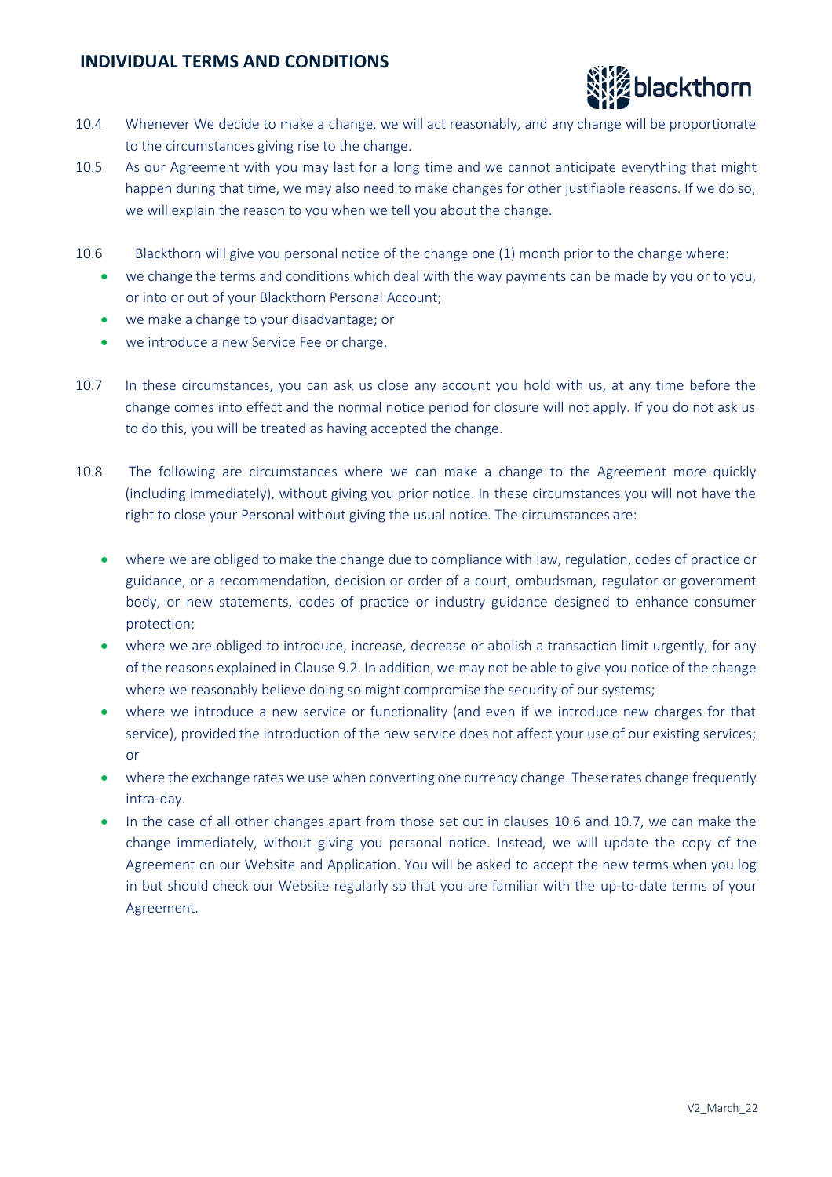10.4 Whenever We decide to make a change, we will act reasonably, and any change will be proportionate to the circumstances giving rise to the change.

10.5 As our Agreement with you may last for a long time and we cannot anticipate everything that might happen during that time, we may also need to make changes for other justifiable reasons. If we do so, we will explain the reason to you when we tell you about the change.

10.6 Blackthorn will give you personal notice of the change one (1) month prior to the change where:

- we change the terms and conditions which deal with the way payments can be made by you or to you, or into or out of your Blackthorn Personal Account;
- we make a change to your disadvantage; or
- we introduce a new Service Fee or charge.

10.7 In these circumstances, you can ask us close any account you hold with us, at any time before the change comes into effect and the normal notice period for closure will not apply. If you do not ask us to do this, you will be treated as having accepted the change.

10.8 The following are circumstances where we can make a change to the Agreement more quickly (including immediately), without giving you prior notice. In these circumstances you will not have the right to close your Personal without giving the usual notice. The circumstances are:

- where we are obliged to make the change due to compliance with law, regulation, codes of practice or guidance, or a recommendation, decision or order of a court, ombudsman, regulator or government body, or new statements, codes of practice or industry guidance designed to enhance consumer protection;
- where we are obliged to introduce, increase, decrease or abolish a transaction limit urgently, for any of the reasons explained in Clause 9.2. In addition, we may not be able to give you notice of the change where we reasonably believe doing so might compromise the security of our systems;
- where we introduce a new service or functionality (and even if we introduce new charges for that service), provided the introduction of the new service does not affect your use of our existing services; or
- where the exchange rates we use when converting one currency change. These rates change frequently intra-day.
- In the case of all other changes apart from those set out in clauses 10.6 and 10.7, we can make the change immediately, without giving you personal notice. Instead, we will update the copy of the Agreement on our Website and Application. You will be asked to accept the new terms when you log in but should check our Website regularly so that you are familiar with the up-to-date terms of your Agreement.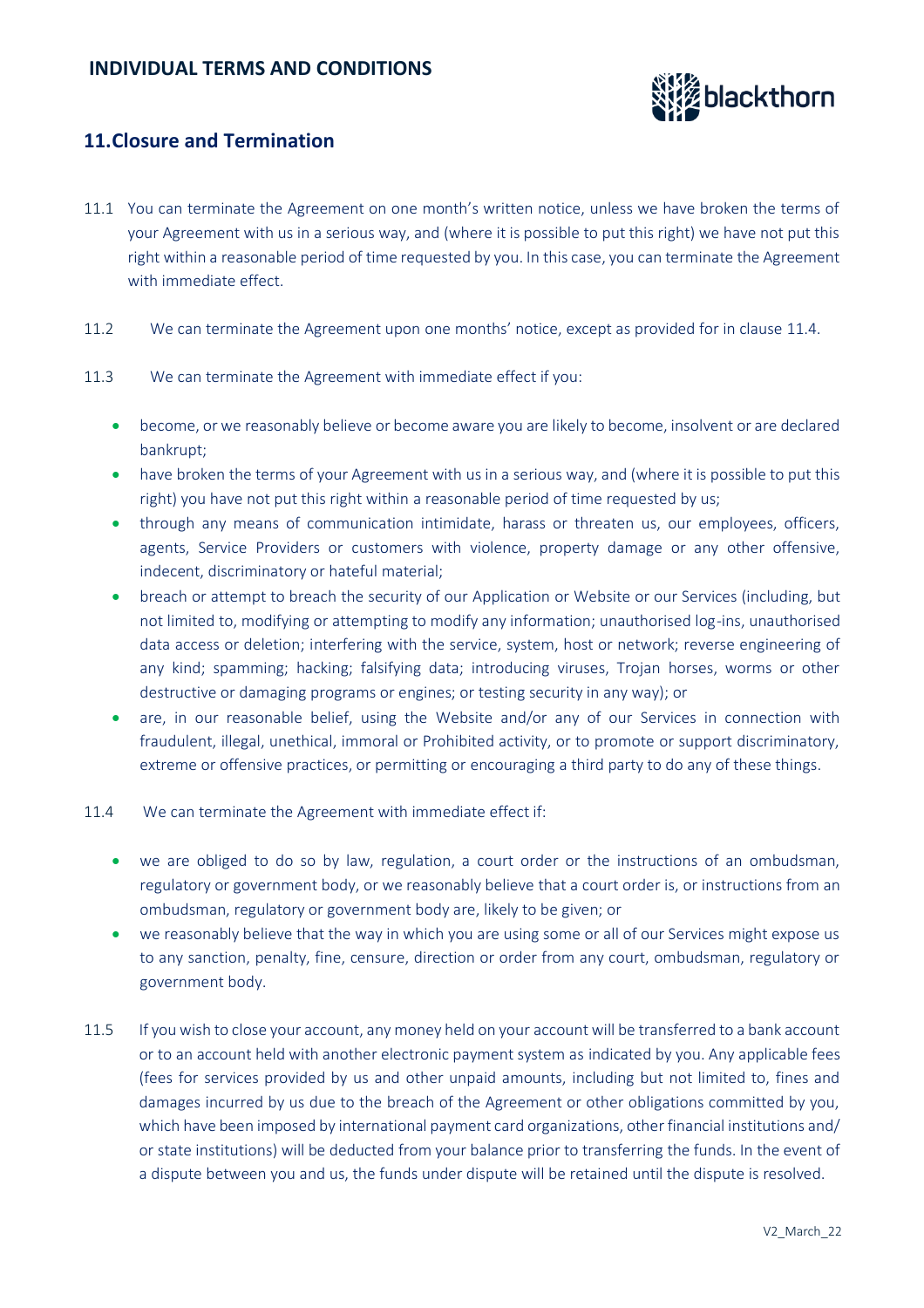## 11.Closure and Termination

11.1 You can terminate the Agreement on one month's written notice, unless we have broken the terms of your Agreement with us in a serious way, and (where it is possible to put this right) we have not put this right within a reasonable period of time requested by you. In this case, you can terminate the Agreement with immediate effect.

11.2 We can terminate the Agreement upon one months' notice, except as provided for in clause 11.4.

11.3 We can terminate the Agreement with immediate effect if you:

- become, or we reasonably believe or become aware you are likely to become, insolvent or are declared bankrupt;
- have broken the terms of your Agreement with us in a serious way, and (where it is possible to put this right) you have not put this right within a reasonable period of time requested by us;
- through any means of communication intimidate, harass or threaten us, our employees, officers, agents, Service Providers or customers with violence, property damage or any other offensive, indecent, discriminatory or hateful material;
- breach or attempt to breach the security of our Application or Website or our Services (including, but not limited to, modifying or attempting to modify any information; unauthorised log-ins, unauthorised data access or deletion; interfering with the service, system, host or network; reverse engineering of any kind; spamming; hacking; falsifying data; introducing viruses, Trojan horses, worms or other destructive or damaging programs or engines; or testing security in any way); or
- are, in our reasonable belief, using the Website and/or any of our Services in connection with fraudulent, illegal, unethical, immoral or Prohibited activity, or to promote or support discriminatory, extreme or offensive practices, or permitting or encouraging a third party to do any of these things.

11.4 We can terminate the Agreement with immediate effect if:

- we are obliged to do so by law, regulation, a court order or the instructions of an ombudsman, regulatory or government body, or we reasonably believe that a court order is, or instructions from an ombudsman, regulatory or government body are, likely to be given; or
- we reasonably believe that the way in which you are using some or all of our Services might expose us to any sanction, penalty, fine, censure, direction or order from any court, ombudsman, regulatory or government body.

11.5 If you wish to close your account, any money held on your account will be transferred to a bank account or to an account held with another electronic payment system as indicated by you. Any applicable fees (fees for services provided by us and other unpaid amounts, including but not limited to, fines and damages incurred by us due to the breach of the Agreement or other obligations committed by you, which have been imposed by international payment card organizations, other financial institutions and/ or state institutions) will be deducted from your balance prior to transferring the funds. In the event of a dispute between you and us, the funds under dispute will be retained until the dispute is resolved.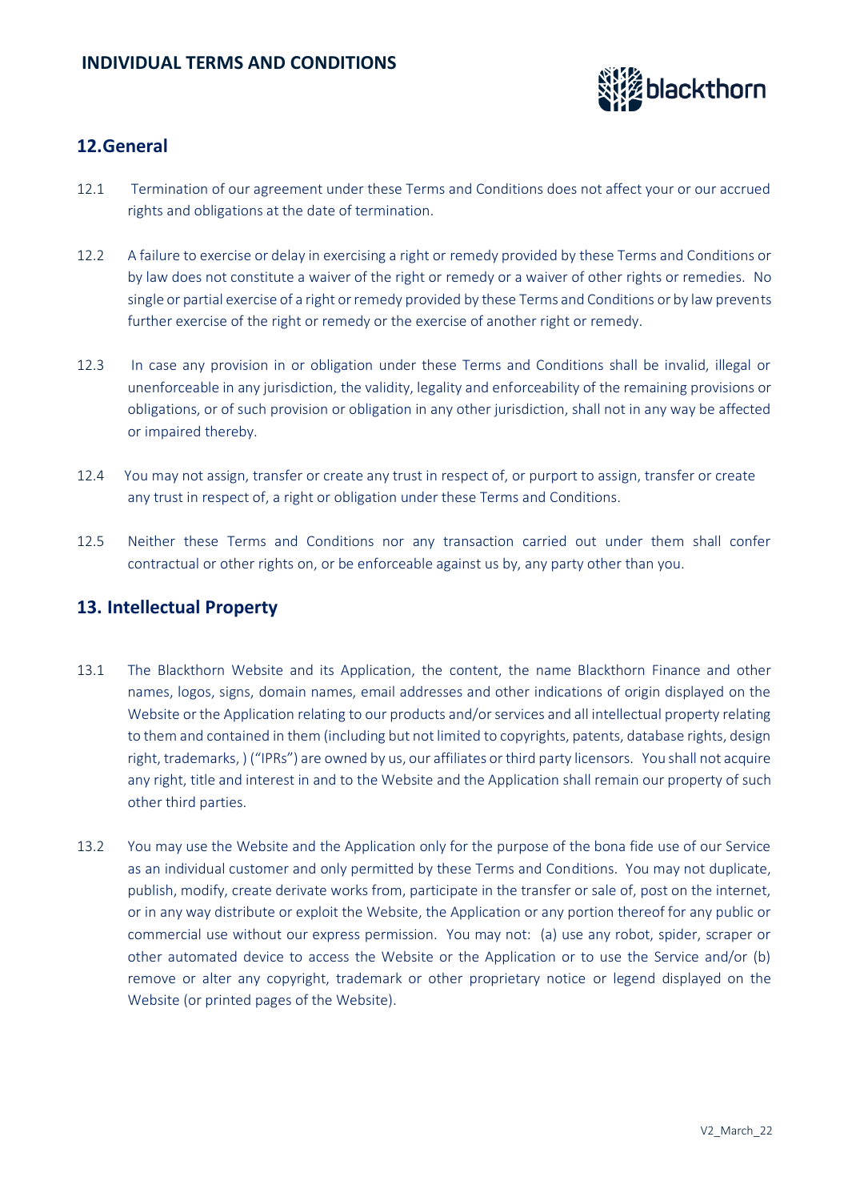## 12. General

12.1 Termination of our agreement under these Terms and Conditions does not affect your or our accrued rights and obligations at the date of termination.

12.2 A failure to exercise or delay in exercising a right or remedy provided by these Terms and Conditions or by law does not constitute a waiver of the right or remedy or a waiver of other rights or remedies. No single or partial exercise of a right or remedy provided by these Terms and Conditions or by law prevents further exercise of the right or remedy or the exercise of another right or remedy.

12.3 In case any provision in or obligation under these Terms and Conditions shall be invalid, illegal or unenforceable in any jurisdiction, the validity, legality and enforceability of the remaining provisions or obligations, or of such provision or obligation in any other jurisdiction, shall not in any way be affected or impaired thereby.

12.4 You may not assign, transfer or create any trust in respect of, or purport to assign, transfer or create any trust in respect of, a right or obligation under these Terms and Conditions.

12.5 Neither these Terms and Conditions nor any transaction carried out under them shall confer contractual or other rights on, or be enforceable against us by, any party other than you.

## 13. Intellectual Property

13.1 The Blackthorn Website and its Application, the content, the name Blackthorn Finance and other names, logos, signs, domain names, email addresses and other indications of origin displayed on the Website or the Application relating to our products and/or services and all intellectual property relating to them and contained in them (including but not limited to copyrights, patents, database rights, design right, trademarks, ) ("IPRs") are owned by us, our affiliates or third party licensors. You shall not acquire any right, title and interest in and to the Website and the Application shall remain our property of such other third parties.

13.2 You may use the Website and the Application only for the purpose of the bona fide use of our Service as an individual customer and only permitted by these Terms and Conditions. You may not duplicate, publish, modify, create derivate works from, participate in the transfer or sale of, post on the internet, or in any way distribute or exploit the Website, the Application or any portion thereof for any public or commercial use without our express permission. You may not: (a) use any robot, spider, scraper or other automated device to access the Website or the Application or to use the Service and/or (b) remove or alter any copyright, trademark or other proprietary notice or legend displayed on the Website (or printed pages of the Website).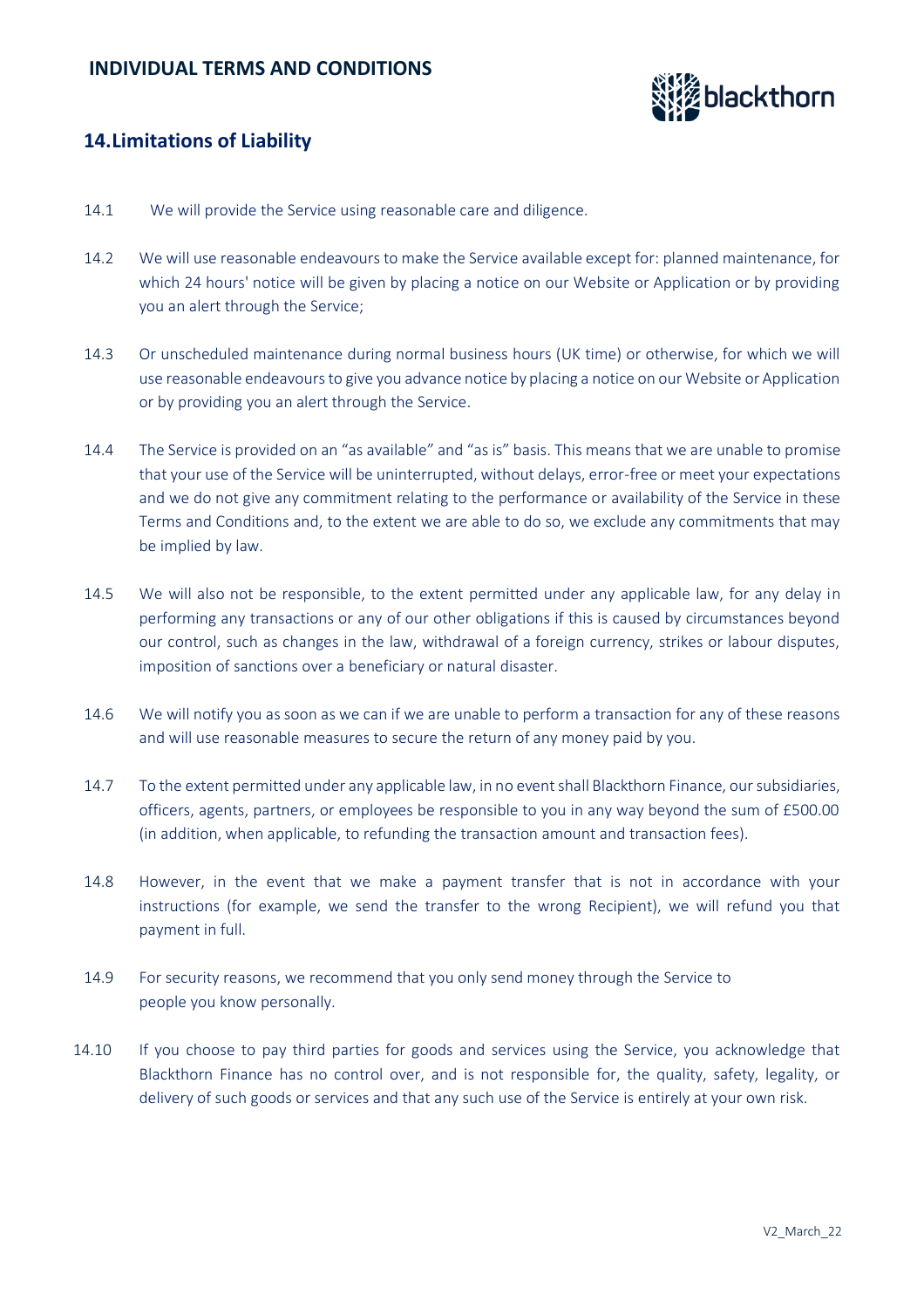## 14. Limitations of Liability

14.1 We will provide the Service using reasonable care and diligence.

14.2 We will use reasonable endeavours to make the Service available except for: planned maintenance, for which 24 hours' notice will be given by placing a notice on our Website or Application or by providing you an alert through the Service;

14.3 Or unscheduled maintenance during normal business hours (UK time) or otherwise, for which we will use reasonable endeavours to give you advance notice by placing a notice on our Website or Application or by providing you an alert through the Service.

14.4 The Service is provided on an "as available" and "as is" basis. This means that we are unable to promise that your use of the Service will be uninterrupted, without delays, error-free or meet your expectations and we do not give any commitment relating to the performance or availability of the Service in these Terms and Conditions and, to the extent we are able to do so, we exclude any commitments that may be implied by law.

14.5 We will also not be responsible, to the extent permitted under any applicable law, for any delay in performing any transactions or any of our other obligations if this is caused by circumstances beyond our control, such as changes in the law, withdrawal of a foreign currency, strikes or labour disputes, imposition of sanctions over a beneficiary or natural disaster.

14.6 We will notify you as soon as we can if we are unable to perform a transaction for any of these reasons and will use reasonable measures to secure the return of any money paid by you.

14.7 To the extent permitted under any applicable law, in no event shall Blackthorn Finance, our subsidiaries, officers, agents, partners, or employees be responsible to you in any way beyond the sum of £500.00 (in addition, when applicable, to refunding the transaction amount and transaction fees).

14.8 However, in the event that we make a payment transfer that is not in accordance with your instructions (for example, we send the transfer to the wrong Recipient), we will refund you that payment in full.

14.9 For security reasons, we recommend that you only send money through the Service to people you know personally.

14.10 If you choose to pay third parties for goods and services using the Service, you acknowledge that Blackthorn Finance has no control over, and is not responsible for, the quality, safety, legality, or delivery of such goods or services and that any such use of the Service is entirely at your own risk.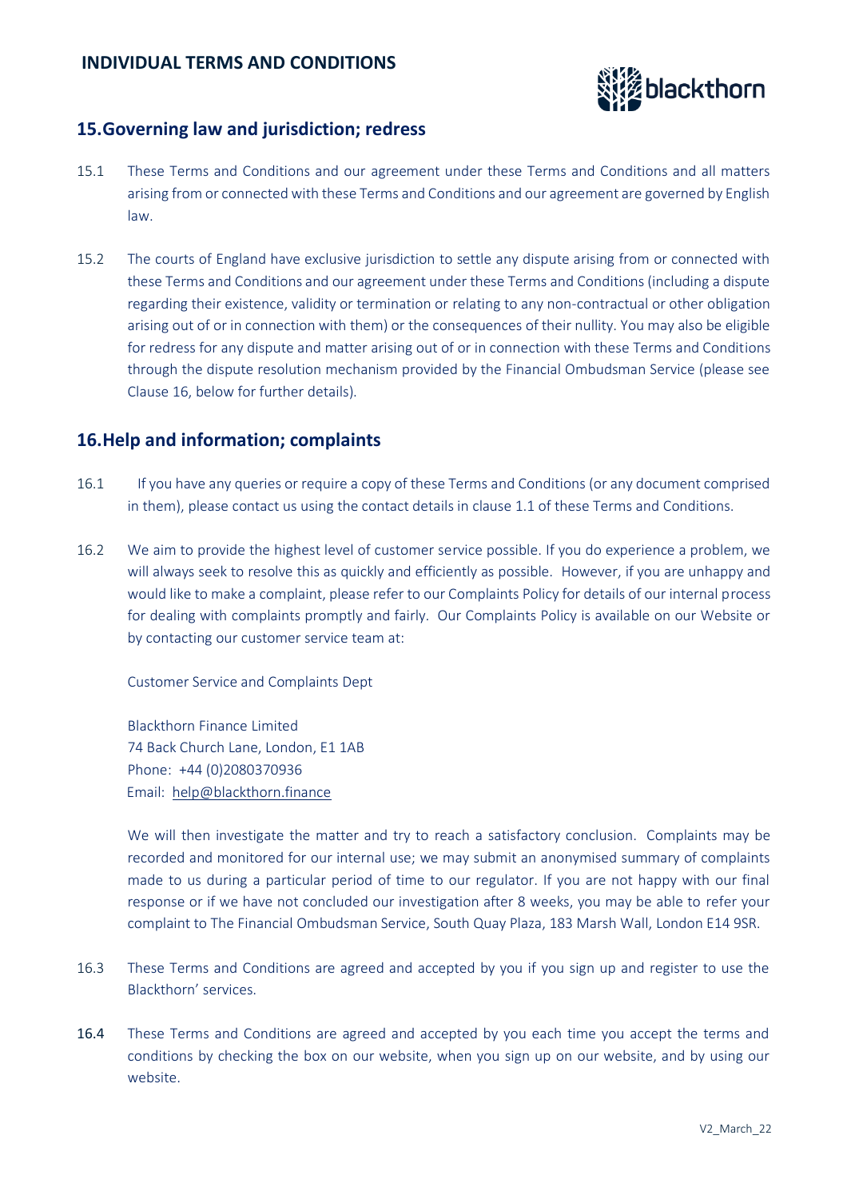## 15. Governing law and jurisdiction; redress

15.1 These Terms and Conditions and our agreement under these Terms and Conditions and all matters arising from or connected with these Terms and Conditions and our agreement are governed by English law.

15.2 The courts of England have exclusive jurisdiction to settle any dispute arising from or connected with these Terms and Conditions and our agreement under these Terms and Conditions (including a dispute regarding their existence, validity or termination or relating to any non-contractual or other obligation arising out of or in connection with them) or the consequences of their nullity. You may also be eligible for redress for any dispute and matter arising out of or in connection with these Terms and Conditions through the dispute resolution mechanism provided by the Financial Ombudsman Service (please see Clause 16, below for further details).

## 16. Help and information; complaints

16.1 If you have any queries or require a copy of these Terms and Conditions (or any document comprised in them), please contact us using the contact details in clause 1.1 of these Terms and Conditions.

16.2 We aim to provide the highest level of customer service possible. If you do experience a problem, we will always seek to resolve this as quickly and efficiently as possible. However, if you are unhappy and would like to make a complaint, please refer to our Complaints Policy for details of our internal process for dealing with complaints promptly and fairly. Our Complaints Policy is available on our Website or by contacting our customer service team at:

Customer Service and Complaints Dept

Blackthorn Finance Limited
74 Back Church Lane, London, E1 1AB
Phone: +44 (0)2080370936
Email: help@blackthorn.finance

We will then investigate the matter and try to reach a satisfactory conclusion. Complaints may be recorded and monitored for our internal use; we may submit an anonymised summary of complaints made to us during a particular period of time to our regulator. If you are not happy with our final response or if we have not concluded our investigation after 8 weeks, you may be able to refer your complaint to The Financial Ombudsman Service, South Quay Plaza, 183 Marsh Wall, London E14 9SR.

16.3 These Terms and Conditions are agreed and accepted by you if you sign up and register to use the Blackthorn' services.

16.4 These Terms and Conditions are agreed and accepted by you each time you accept the terms and conditions by checking the box on our website, when you sign up on our website, and by using our website.